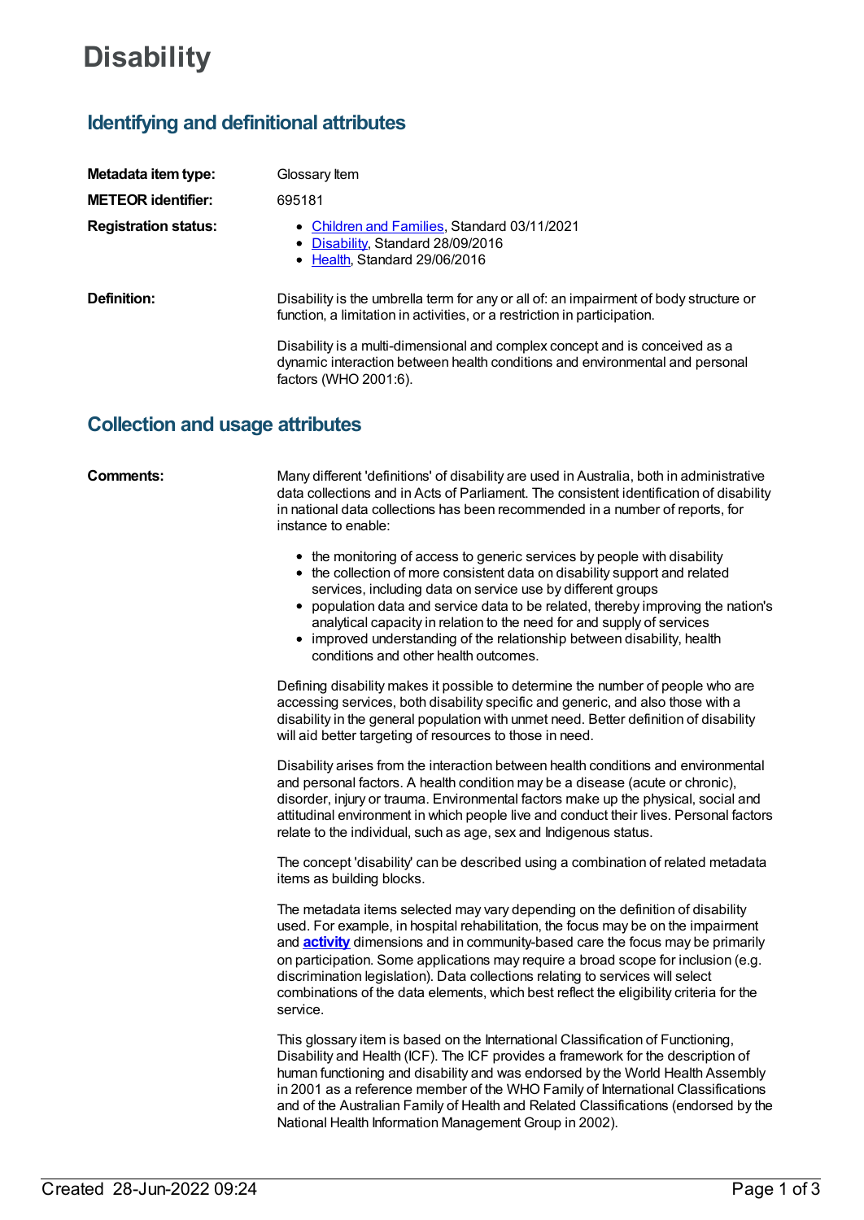# Disability

## Identifying and definitional attributes

**Metadata item type:** Glossary Item

**METEOR identifier:** 695181

**Registration status:**

- Children and Families, Standard 03/11/2021
- Disability, Standard 28/09/2016
- Health, Standard 29/06/2016

**Definition:** Disability is the umbrella term for any or all of: an impairment of body structure or function, a limitation in activities, or a restriction in participation.

Disability is a multi-dimensional and complex concept and is conceived as a dynamic interaction between health conditions and environmental and personal factors (WHO 2001:6).

## Collection and usage attributes

**Comments:** Many different 'definitions' of disability are used in Australia, both in administrative data collections and in Acts of Parliament. The consistent identification of disability in national data collections has been recommended in a number of reports, for instance to enable:

- the monitoring of access to generic services by people with disability
- the collection of more consistent data on disability support and related services, including data on service use by different groups
- population data and service data to be related, thereby improving the nation's analytical capacity in relation to the need for and supply of services
- improved understanding of the relationship between disability, health conditions and other health outcomes.

Defining disability makes it possible to determine the number of people who are accessing services, both disability specific and generic, and also those with a disability in the general population with unmet need. Better definition of disability will aid better targeting of resources to those in need.

Disability arises from the interaction between health conditions and environmental and personal factors. A health condition may be a disease (acute or chronic), disorder, injury or trauma. Environmental factors make up the physical, social and attitudinal environment in which people live and conduct their lives. Personal factors relate to the individual, such as age, sex and Indigenous status.

The concept 'disability' can be described using a combination of related metadata items as building blocks.

The metadata items selected may vary depending on the definition of disability used. For example, in hospital rehabilitation, the focus may be on the impairment and **activity** dimensions and in community-based care the focus may be primarily on participation. Some applications may require a broad scope for inclusion (e.g. discrimination legislation). Data collections relating to services will select combinations of the data elements, which best reflect the eligibility criteria for the service.

This glossary item is based on the International Classification of Functioning, Disability and Health (ICF). The ICF provides a framework for the description of human functioning and disability and was endorsed by the World Health Assembly in 2001 as a reference member of the WHO Family of International Classifications and of the Australian Family of Health and Related Classifications (endorsed by the National Health Information Management Group in 2002).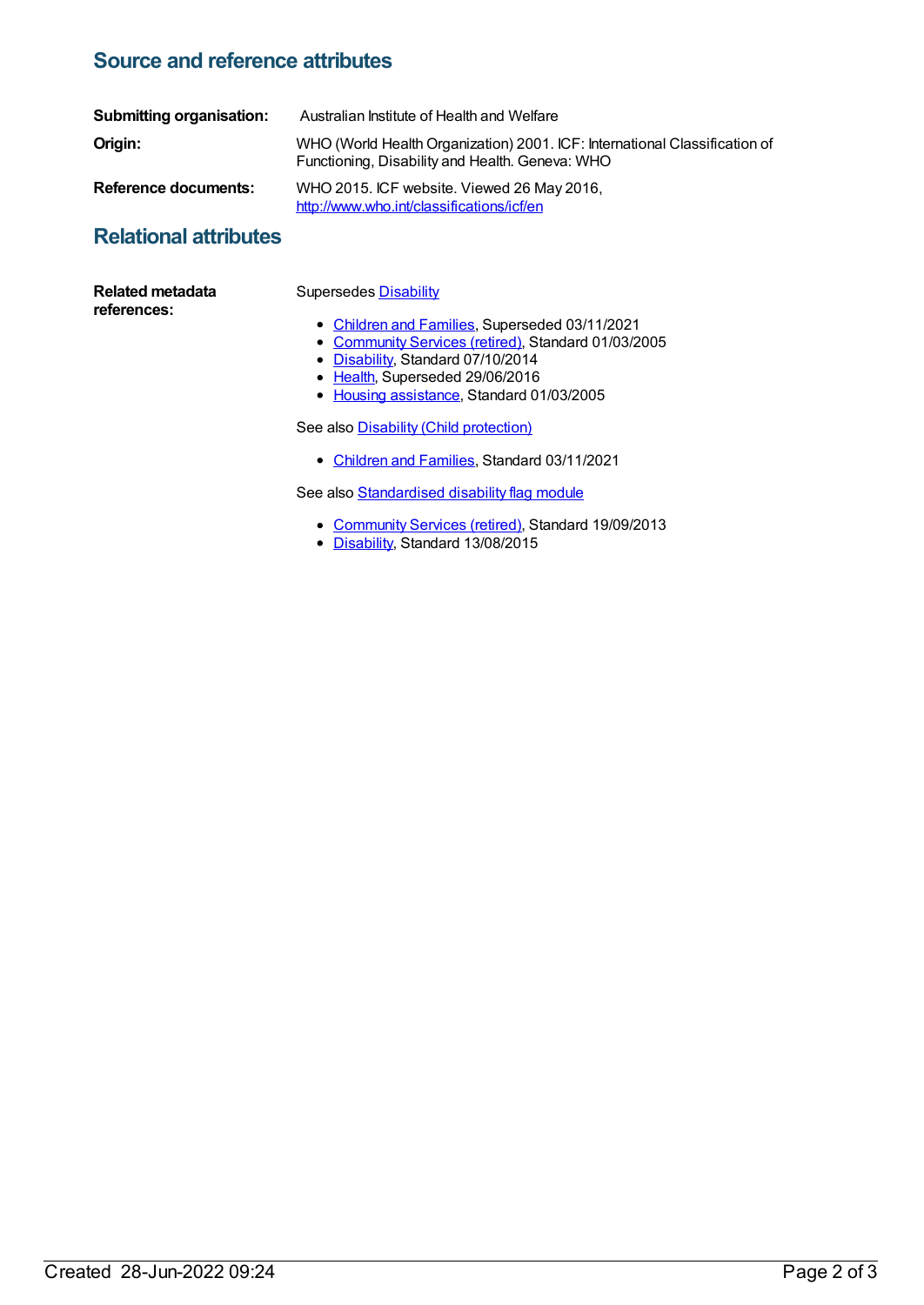## Source and reference attributes

**Submitting organisation:** Australian Institute of Health and Welfare

**Origin:** WHO (World Health Organization) 2001. ICF: International Classification of Functioning, Disability and Health. Geneva: WHO

**Reference documents:** WHO 2015. ICF website. Viewed 26 May 2016, http://www.who.int/classifications/icf/en

## Relational attributes

**Related metadata references:**

Supersedes Disability

- Children and Families, Superseded 03/11/2021
- Community Services (retired), Standard 01/03/2005
- Disability, Standard 07/10/2014
- Health, Superseded 29/06/2016
- Housing assistance, Standard 01/03/2005

See also Disability (Child protection)

- Children and Families, Standard 03/11/2021

See also Standardised disability flag module

- Community Services (retired), Standard 19/09/2013
- Disability, Standard 13/08/2015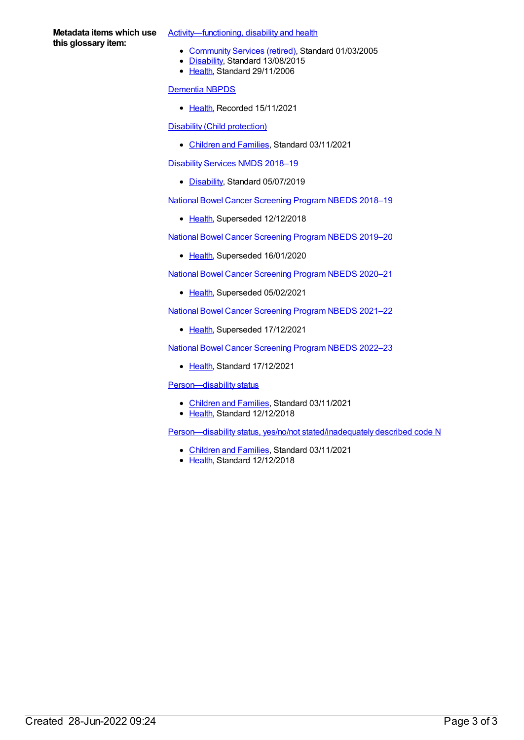**Metadata items which use this glossary item:**

Activity—functioning, disability and health

- Community Services (retired), Standard 01/03/2005
- Disability, Standard 13/08/2015
- Health, Standard 29/11/2006

Dementia NBPDS

- Health, Recorded 15/11/2021

Disability (Child protection)

- Children and Families, Standard 03/11/2021

Disability Services NMDS 2018–19

- Disability, Standard 05/07/2019

National Bowel Cancer Screening Program NBEDS 2018–19

- Health, Superseded 12/12/2018

National Bowel Cancer Screening Program NBEDS 2019–20

- Health, Superseded 16/01/2020

National Bowel Cancer Screening Program NBEDS 2020–21

- Health, Superseded 05/02/2021

National Bowel Cancer Screening Program NBEDS 2021–22

- Health, Superseded 17/12/2021

National Bowel Cancer Screening Program NBEDS 2022–23

- Health, Standard 17/12/2021

Person—disability status

- Children and Families, Standard 03/11/2021
- Health, Standard 12/12/2018

Person—disability status, yes/no/not stated/inadequately described code N

- Children and Families, Standard 03/11/2021
- Health, Standard 12/12/2018